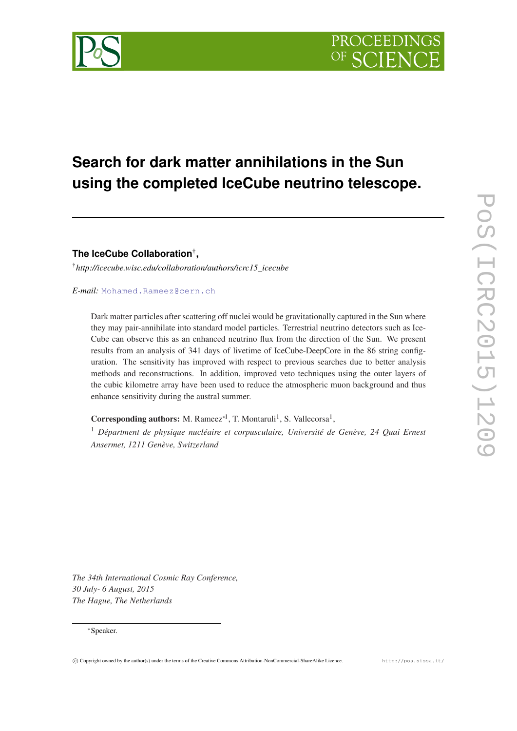# Search for dark matter annihilations in the Sun using the completed IceCube neutrino telescope.

**The IceCube Collaboration**[†],

[†] *http://icecube.wisc.edu/collaboration/authors/icrc15_icecube*

*E-mail:* Mohamed.Rameez@cern.ch

Dark matter particles after scattering off nuclei would be gravitationally captured in the Sun where they may pair-annihilate into standard model particles. Terrestrial neutrino detectors such as IceCube can observe this as an enhanced neutrino flux from the direction of the Sun. We present results from an analysis of 341 days of livetime of IceCube-DeepCore in the 86 string configuration. The sensitivity has improved with respect to previous searches due to better analysis methods and reconstructions. In addition, improved veto techniques using the outer layers of the cubic kilometre array have been used to reduce the atmospheric muon background and thus enhance sensitivity during the austral summer.

**Corresponding authors:** M. Rameez[*1], T. Montaruli[1], S. Vallecorsa[1],

[1] *Départment de physique nucléaire et corpusculaire, Université de Genève, 24 Quai Ernest Ansermet, 1211 Genève, Switzerland*

*The 34th International Cosmic Ray Conference,*
*30 July- 6 August, 2015*
*The Hague, The Netherlands*

[*] Speaker.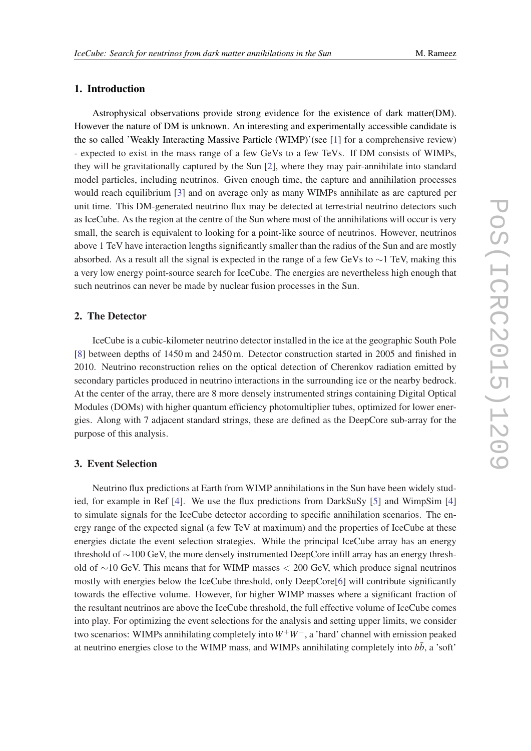## 1. Introduction

Astrophysical observations provide strong evidence for the existence of dark matter(DM). However the nature of DM is unknown. An interesting and experimentally accessible candidate is the so called 'Weakly Interacting Massive Particle (WIMP)'(see [1] for a comprehensive review) - expected to exist in the mass range of a few GeVs to a few TeVs. If DM consists of WIMPs, they will be gravitationally captured by the Sun [2], where they may pair-annihilate into standard model particles, including neutrinos. Given enough time, the capture and annihilation processes would reach equilibrium [3] and on average only as many WIMPs annihilate as are captured per unit time. This DM-generated neutrino flux may be detected at terrestrial neutrino detectors such as IceCube. As the region at the centre of the Sun where most of the annihilations will occur is very small, the search is equivalent to looking for a point-like source of neutrinos. However, neutrinos above 1 TeV have interaction lengths significantly smaller than the radius of the Sun and are mostly absorbed. As a result all the signal is expected in the range of a few GeVs to $\sim$1 TeV, making this a very low energy point-source search for IceCube. The energies are nevertheless high enough that such neutrinos can never be made by nuclear fusion processes in the Sun.

## 2. The Detector

IceCube is a cubic-kilometer neutrino detector installed in the ice at the geographic South Pole [8] between depths of 1450 m and 2450 m. Detector construction started in 2005 and finished in 2010. Neutrino reconstruction relies on the optical detection of Cherenkov radiation emitted by secondary particles produced in neutrino interactions in the surrounding ice or the nearby bedrock. At the center of the array, there are 8 more densely instrumented strings containing Digital Optical Modules (DOMs) with higher quantum efficiency photomultiplier tubes, optimized for lower energies. Along with 7 adjacent standard strings, these are defined as the DeepCore sub-array for the purpose of this analysis.

## 3. Event Selection

Neutrino flux predictions at Earth from WIMP annihilations in the Sun have been widely studied, for example in Ref [4]. We use the flux predictions from DarkSuSy [5] and WimpSim [4] to simulate signals for the IceCube detector according to specific annihilation scenarios. The energy range of the expected signal (a few TeV at maximum) and the properties of IceCube at these energies dictate the event selection strategies. While the principal IceCube array has an energy threshold of $\sim$100 GeV, the more densely instrumented DeepCore infill array has an energy threshold of $\sim$10 GeV. This means that for WIMP masses $<$ 200 GeV, which produce signal neutrinos mostly with energies below the IceCube threshold, only DeepCore[6] will contribute significantly towards the effective volume. However, for higher WIMP masses where a significant fraction of the resultant neutrinos are above the IceCube threshold, the full effective volume of IceCube comes into play. For optimizing the event selections for the analysis and setting upper limits, we consider two scenarios: WIMPs annihilating completely into $W^+W^-$, a 'hard' channel with emission peaked at neutrino energies close to the WIMP mass, and WIMPs annihilating completely into $b\bar{b}$, a 'soft'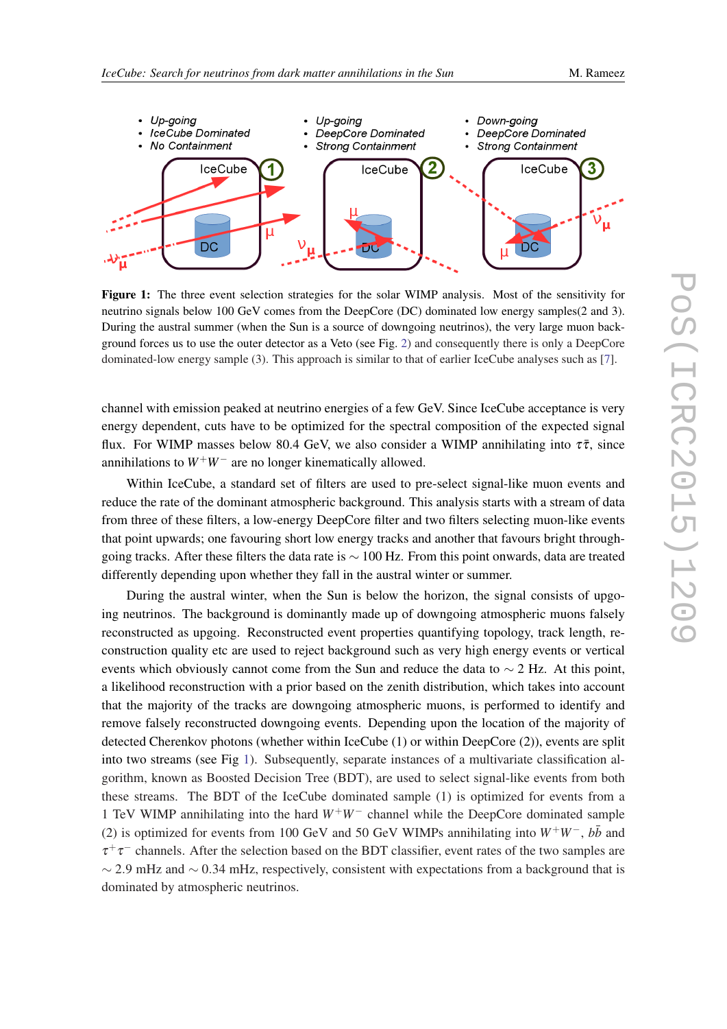**Figure 1:** The three event selection strategies for the solar WIMP analysis. Most of the sensitivity for neutrino signals below 100 GeV comes from the DeepCore (DC) dominated low energy samples(2 and 3). During the austral summer (when the Sun is a source of downgoing neutrinos), the very large muon background forces us to use the outer detector as a Veto (see Fig. 2) and consequently there is only a DeepCore dominated-low energy sample (3). This approach is similar to that of earlier IceCube analyses such as [7].

channel with emission peaked at neutrino energies of a few GeV. Since IceCube acceptance is very energy dependent, cuts have to be optimized for the spectral composition of the expected signal flux. For WIMP masses below 80.4 GeV, we also consider a WIMP annihilating into $\tau\bar{\tau}$, since annihilations to $W^+W^-$ are no longer kinematically allowed.

Within IceCube, a standard set of filters are used to pre-select signal-like muon events and reduce the rate of the dominant atmospheric background. This analysis starts with a stream of data from three of these filters, a low-energy DeepCore filter and two filters selecting muon-like events that point upwards; one favouring short low energy tracks and another that favours bright through-going tracks. After these filters the data rate is $\sim$ 100 Hz. From this point onwards, data are treated differently depending upon whether they fall in the austral winter or summer.

During the austral winter, when the Sun is below the horizon, the signal consists of upgoing neutrinos. The background is dominantly made up of downgoing atmospheric muons falsely reconstructed as upgoing. Reconstructed event properties quantifying topology, track length, reconstruction quality etc are used to reject background such as very high energy events or vertical events which obviously cannot come from the Sun and reduce the data to $\sim$ 2 Hz. At this point, a likelihood reconstruction with a prior based on the zenith distribution, which takes into account that the majority of the tracks are downgoing atmospheric muons, is performed to identify and remove falsely reconstructed downgoing events. Depending upon the location of the majority of detected Cherenkov photons (whether within IceCube (1) or within DeepCore (2)), events are split into two streams (see Fig 1). Subsequently, separate instances of a multivariate classification algorithm, known as Boosted Decision Tree (BDT), are used to select signal-like events from both these streams. The BDT of the IceCube dominated sample (1) is optimized for events from a 1 TeV WIMP annihilating into the hard $W^+W^-$ channel while the DeepCore dominated sample (2) is optimized for events from 100 GeV and 50 GeV WIMPs annihilating into $W^+W^-$, $b\bar{b}$ and $\tau^+\tau^-$ channels. After the selection based on the BDT classifier, event rates of the two samples are $\sim$ 2.9 mHz and $\sim$ 0.34 mHz, respectively, consistent with expectations from a background that is dominated by atmospheric neutrinos.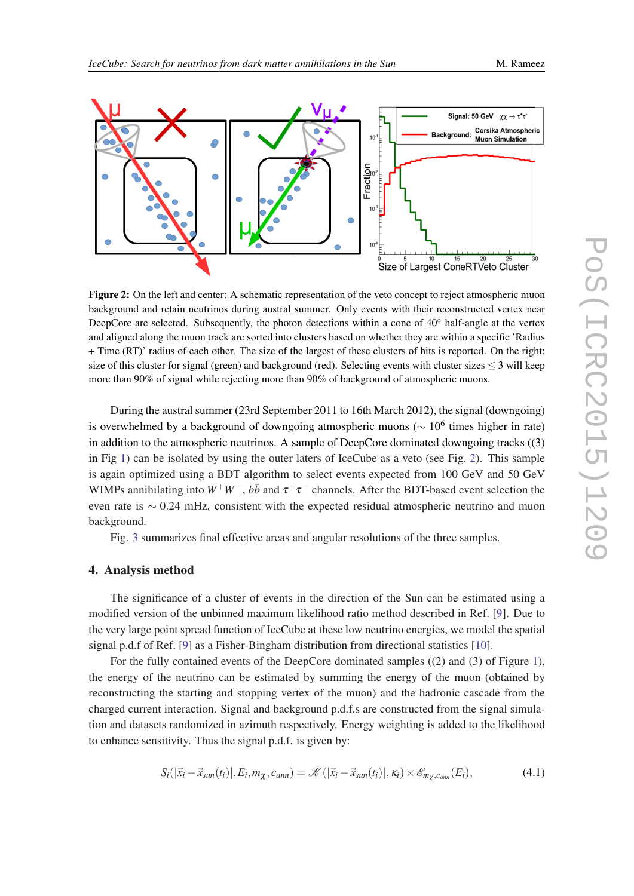**Figure 2:** On the left and center: A schematic representation of the veto concept to reject atmospheric muon background and retain neutrinos during austral summer. Only events with their reconstructed vertex near DeepCore are selected. Subsequently, the photon detections within a cone of 40° half-angle at the vertex and aligned along the muon track are sorted into clusters based on whether they are within a specific 'Radius + Time (RT)' radius of each other. The size of the largest of these clusters of hits is reported. On the right: size of this cluster for signal (green) and background (red). Selecting events with cluster sizes $\leq 3$ will keep more than 90% of signal while rejecting more than 90% of background of atmospheric muons.

During the austral summer (23rd September 2011 to 16th March 2012), the signal (downgoing) is overwhelmed by a background of downgoing atmospheric muons ($\sim 10^6$ times higher in rate) in addition to the atmospheric neutrinos. A sample of DeepCore dominated downgoing tracks ((3) in Fig 1) can be isolated by using the outer laters of IceCube as a veto (see Fig. 2). This sample is again optimized using a BDT algorithm to select events expected from 100 GeV and 50 GeV WIMPs annihilating into $W^+W^-$, $b\bar{b}$ and $\tau^+\tau^-$ channels. After the BDT-based event selection the even rate is $\sim 0.24$ mHz, consistent with the expected residual atmospheric neutrino and muon background.

Fig. 3 summarizes final effective areas and angular resolutions of the three samples.

## 4. Analysis method

The significance of a cluster of events in the direction of the Sun can be estimated using a modified version of the unbinned maximum likelihood ratio method described in Ref. [9]. Due to the very large point spread function of IceCube at these low neutrino energies, we model the spatial signal p.d.f of Ref. [9] as a Fisher-Bingham distribution from directional statistics [10].

For the fully contained events of the DeepCore dominated samples ((2) and (3) of Figure 1), the energy of the neutrino can be estimated by summing the energy of the muon (obtained by reconstructing the starting and stopping vertex of the muon) and the hadronic cascade from the charged current interaction. Signal and background p.d.f.s are constructed from the signal simulation and datasets randomized in azimuth respectively. Energy weighting is added to the likelihood to enhance sensitivity. Thus the signal p.d.f. is given by:

$$S_i(|\vec{x}_i - \vec{x}_{sun}(t_i)|, E_i, m_\chi, c_{ann}) = \mathscr{K}(|\vec{x}_i - \vec{x}_{sun}(t_i)|, \kappa_i) \times \mathscr{E}_{m_\chi, c_{ann}}(E_i), \tag{4.1}$$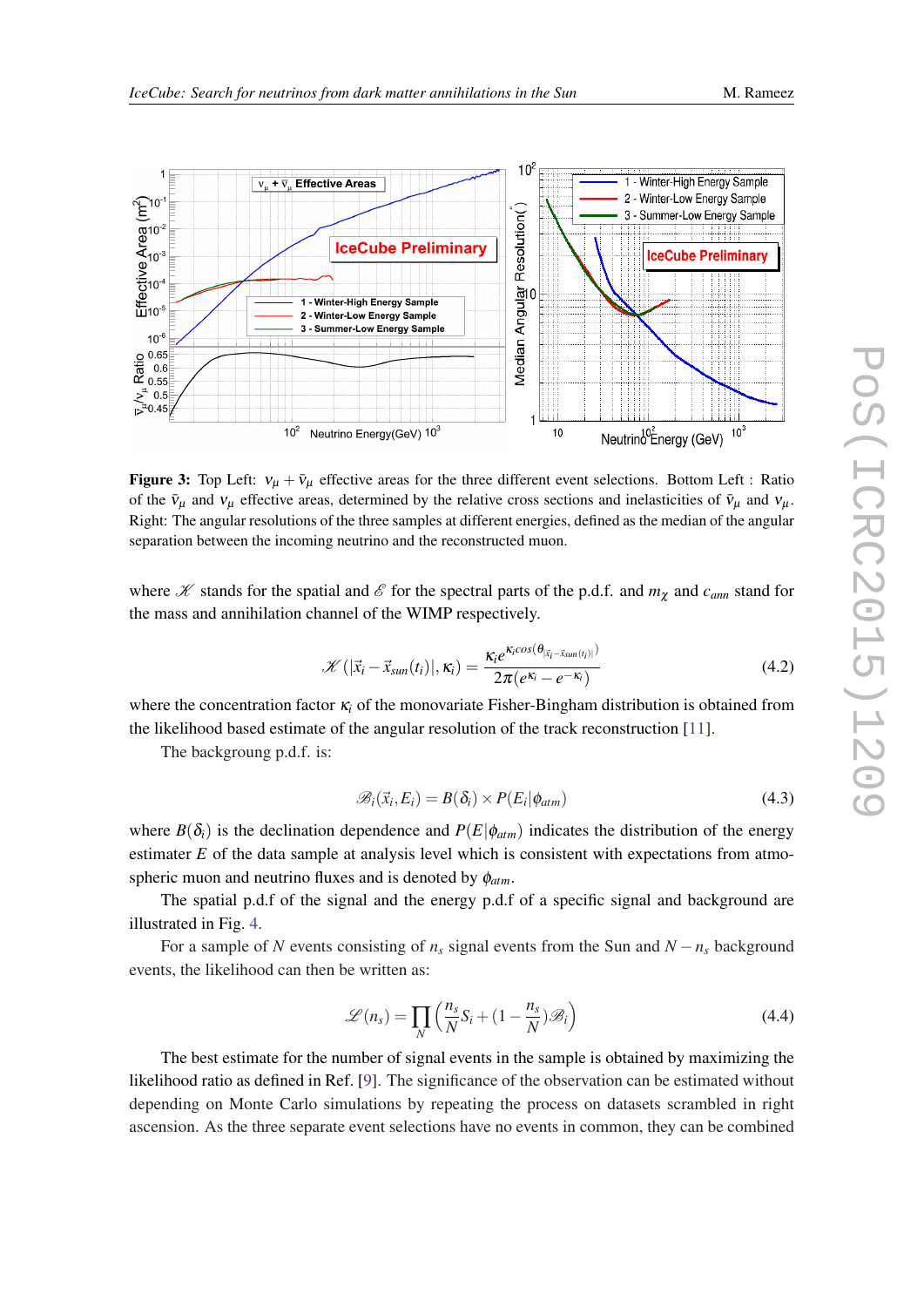**Figure 3:** Top Left: $\nu_\mu + \bar{\nu}_\mu$ effective areas for the three different event selections. Bottom Left : Ratio of the $\bar{\nu}_\mu$ and $\nu_\mu$ effective areas, determined by the relative cross sections and inelasticities of $\bar{\nu}_\mu$ and $\nu_\mu$. Right: The angular resolutions of the three samples at different energies, defined as the median of the angular separation between the incoming neutrino and the reconstructed muon.

where $\mathscr{K}$ stands for the spatial and $\mathscr{E}$ for the spectral parts of the p.d.f. and $m_\chi$ and $c_{ann}$ stand for the mass and annihilation channel of the WIMP respectively.

$$\mathscr{K}\left(|\vec{x}_i - \vec{x}_{sun}(t_i)|, \kappa_i\right) = \frac{\kappa_i e^{\kappa_i cos\left(\theta_{|\vec{x}_i - \vec{x}_{sun}(t_i)|}\right)}}{2\pi(e^{\kappa_i} - e^{-\kappa_i})} \tag{4.2}$$

where the concentration factor $\kappa_i$ of the monovariate Fisher-Bingham distribution is obtained from the likelihood based estimate of the angular resolution of the track reconstruction [11].

The backgroung p.d.f. is:

$$\mathscr{B}_i(\vec{x}_i, E_i) = B(\delta_i) \times P(E_i|\phi_{atm}) \tag{4.3}$$

where $B(\delta_i)$ is the declination dependence and $P(E|\phi_{atm})$ indicates the distribution of the energy estimater $E$ of the data sample at analysis level which is consistent with expectations from atmospheric muon and neutrino fluxes and is denoted by $\phi_{atm}$.

The spatial p.d.f of the signal and the energy p.d.f of a specific signal and background are illustrated in Fig. 4.

For a sample of $N$ events consisting of $n_s$ signal events from the Sun and $N - n_s$ background events, the likelihood can then be written as:

$$\mathscr{L}(n_s) = \prod_N \left(\frac{n_s}{N}S_i + (1 - \frac{n_s}{N})\mathscr{B}_i\right) \tag{4.4}$$

The best estimate for the number of signal events in the sample is obtained by maximizing the likelihood ratio as defined in Ref. [9]. The significance of the observation can be estimated without depending on Monte Carlo simulations by repeating the process on datasets scrambled in right ascension. As the three separate event selections have no events in common, they can be combined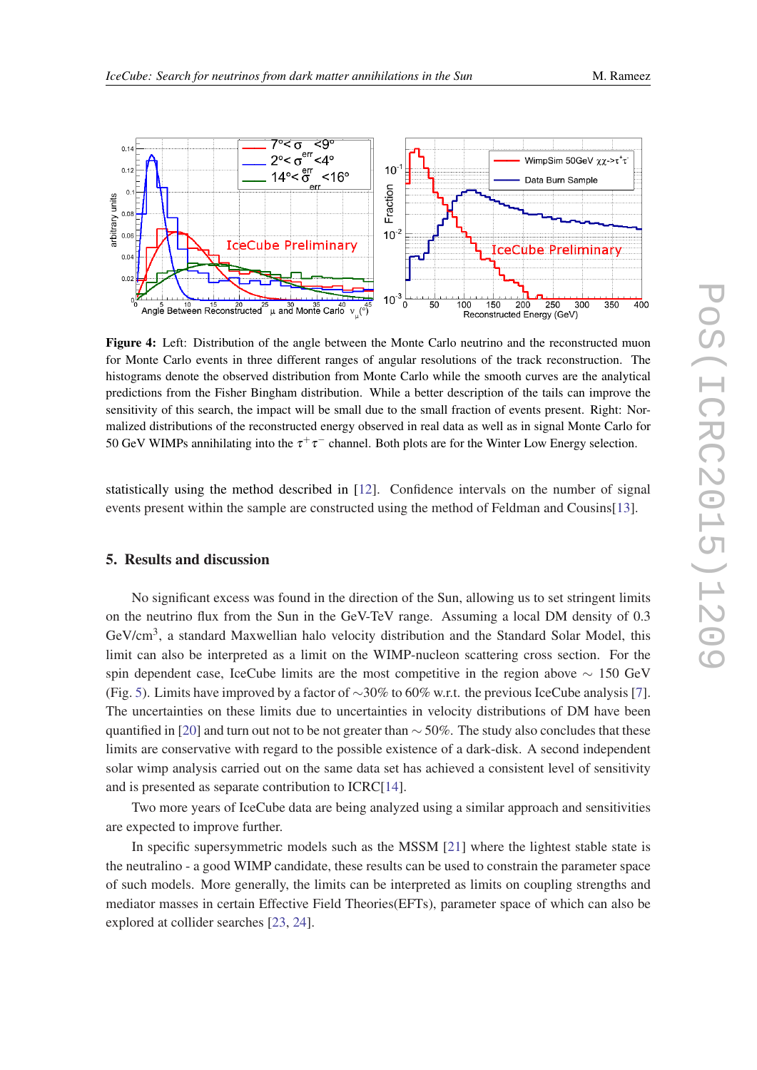**Figure 4:** Left: Distribution of the angle between the Monte Carlo neutrino and the reconstructed muon for Monte Carlo events in three different ranges of angular resolutions of the track reconstruction. The histograms denote the observed distribution from Monte Carlo while the smooth curves are the analytical predictions from the Fisher Bingham distribution. While a better description of the tails can improve the sensitivity of this search, the impact will be small due to the small fraction of events present. Right: Normalized distributions of the reconstructed energy observed in real data as well as in signal Monte Carlo for 50 GeV WIMPs annihilating into the $\tau^+\tau^-$ channel. Both plots are for the Winter Low Energy selection.

statistically using the method described in [12]. Confidence intervals on the number of signal events present within the sample are constructed using the method of Feldman and Cousins[13].

## 5. Results and discussion

No significant excess was found in the direction of the Sun, allowing us to set stringent limits on the neutrino flux from the Sun in the GeV-TeV range. Assuming a local DM density of 0.3 GeV/cm$^3$, a standard Maxwellian halo velocity distribution and the Standard Solar Model, this limit can also be interpreted as a limit on the WIMP-nucleon scattering cross section. For the spin dependent case, IceCube limits are the most competitive in the region above $\sim$ 150 GeV (Fig. 5). Limits have improved by a factor of $\sim$30% to 60% w.r.t. the previous IceCube analysis [7]. The uncertainties on these limits due to uncertainties in velocity distributions of DM have been quantified in [20] and turn out not to be not greater than $\sim$ 50%. The study also concludes that these limits are conservative with regard to the possible existence of a dark-disk. A second independent solar wimp analysis carried out on the same data set has achieved a consistent level of sensitivity and is presented as separate contribution to ICRC[14].

Two more years of IceCube data are being analyzed using a similar approach and sensitivities are expected to improve further.

In specific supersymmetric models such as the MSSM [21] where the lightest stable state is the neutralino - a good WIMP candidate, these results can be used to constrain the parameter space of such models. More generally, the limits can be interpreted as limits on coupling strengths and mediator masses in certain Effective Field Theories(EFTs), parameter space of which can also be explored at collider searches [23, 24].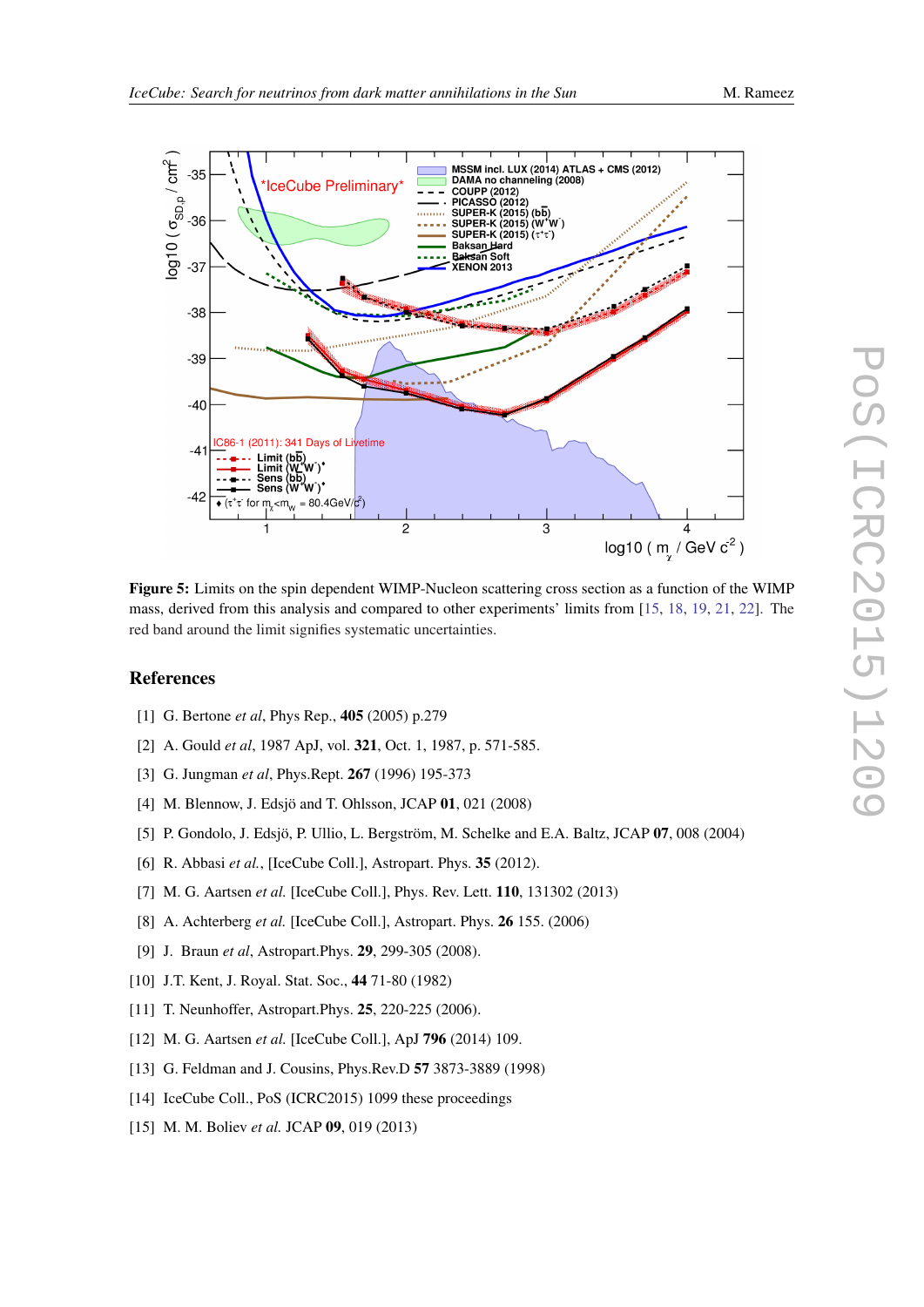**Figure 5:** Limits on the spin dependent WIMP-Nucleon scattering cross section as a function of the WIMP mass, derived from this analysis and compared to other experiments' limits from [15, 18, 19, 21, 22]. The red band around the limit signifies systematic uncertainties.

## References

[1] G. Bertone *et al*, Phys Rep., **405** (2005) p.279

[2] A. Gould *et al*, 1987 ApJ, vol. **321**, Oct. 1, 1987, p. 571-585.

[3] G. Jungman *et al*, Phys.Rept. **267** (1996) 195-373

[4] M. Blennow, J. Edsjö and T. Ohlsson, JCAP **01**, 021 (2008)

[5] P. Gondolo, J. Edsjö, P. Ullio, L. Bergström, M. Schelke and E.A. Baltz, JCAP **07**, 008 (2004)

[6] R. Abbasi *et al.*, [IceCube Coll.], Astropart. Phys. **35** (2012).

[7] M. G. Aartsen *et al.* [IceCube Coll.], Phys. Rev. Lett. **110**, 131302 (2013)

[8] A. Achterberg *et al.* [IceCube Coll.], Astropart. Phys. **26** 155. (2006)

[9] J. Braun *et al*, Astropart.Phys. **29**, 299-305 (2008).

[10] J.T. Kent, J. Royal. Stat. Soc., **44** 71-80 (1982)

[11] T. Neunhoffer, Astropart.Phys. **25**, 220-225 (2006).

[12] M. G. Aartsen *et al.* [IceCube Coll.], ApJ **796** (2014) 109.

[13] G. Feldman and J. Cousins, Phys.Rev.D **57** 3873-3889 (1998)

[14] IceCube Coll., PoS (ICRC2015) 1099 these proceedings

[15] M. M. Boliev *et al.* JCAP **09**, 019 (2013)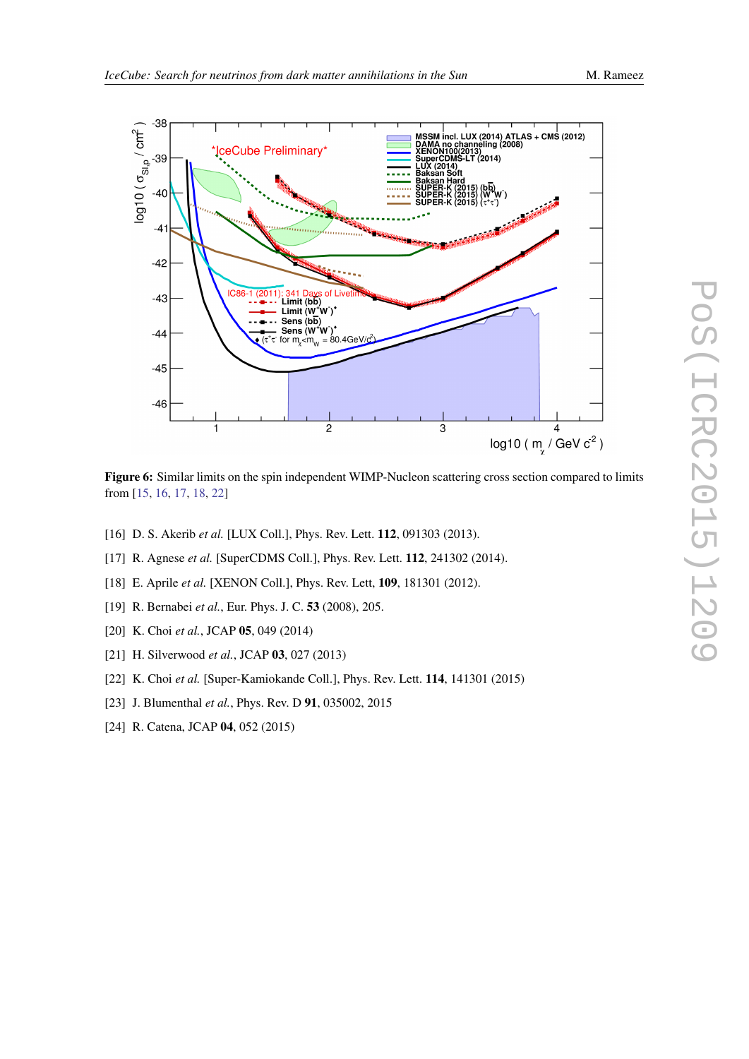log10 ( $\sigma_{SI,p}$ / cm$^2$ )

-38

-39

-40

-41

-42

-43

-44

-45

-46

*IceCube Preliminary*

MSSM incl. LUX (2014) ATLAS + CMS (2012)

DAMA no channeling (2008)

XENON100(2013)

SuperCDMS-LT (2014)

LUX (2014)

Baksan Soft

Baksan Hard

SUPER-K (2015) ($b\bar{b}$)

SUPER-K (2015) ($W^+W^-$)

SUPER-K (2015) ($\tau^+\tau^-$)

IC86-1 (2011): 341 Days of Livetime

Limit ($b\bar{b}$)

Limit ($W^+W^-$)*

Sens ($b\bar{b}$)

Sens ($W^+W^-$)*

* ($\tau^+\tau^-$ for $m_\chi$<$m_W$ = 80.4GeV/c$^2$)

1

2

3

4

log10 ( $m_\chi$ / GeV c$^{-2}$ )

**Figure 6:** Similar limits on the spin independent WIMP-Nucleon scattering cross section compared to limits from [15, 16, 17, 18, 22]

[16] D. S. Akerib *et al.* [LUX Coll.], Phys. Rev. Lett. **112**, 091303 (2013).

[17] R. Agnese *et al.* [SuperCDMS Coll.], Phys. Rev. Lett. **112**, 241302 (2014).

[18] E. Aprile *et al.* [XENON Coll.], Phys. Rev. Lett, **109**, 181301 (2012).

[19] R. Bernabei *et al.*, Eur. Phys. J. C. **53** (2008), 205.

[20] K. Choi *et al.*, JCAP **05**, 049 (2014)

[21] H. Silverwood *et al.*, JCAP **03**, 027 (2013)

[22] K. Choi *et al.* [Super-Kamiokande Coll.], Phys. Rev. Lett. **114**, 141301 (2015)

[23] J. Blumenthal *et al.*, Phys. Rev. D **91**, 035002, 2015

[24] R. Catena, JCAP **04**, 052 (2015)